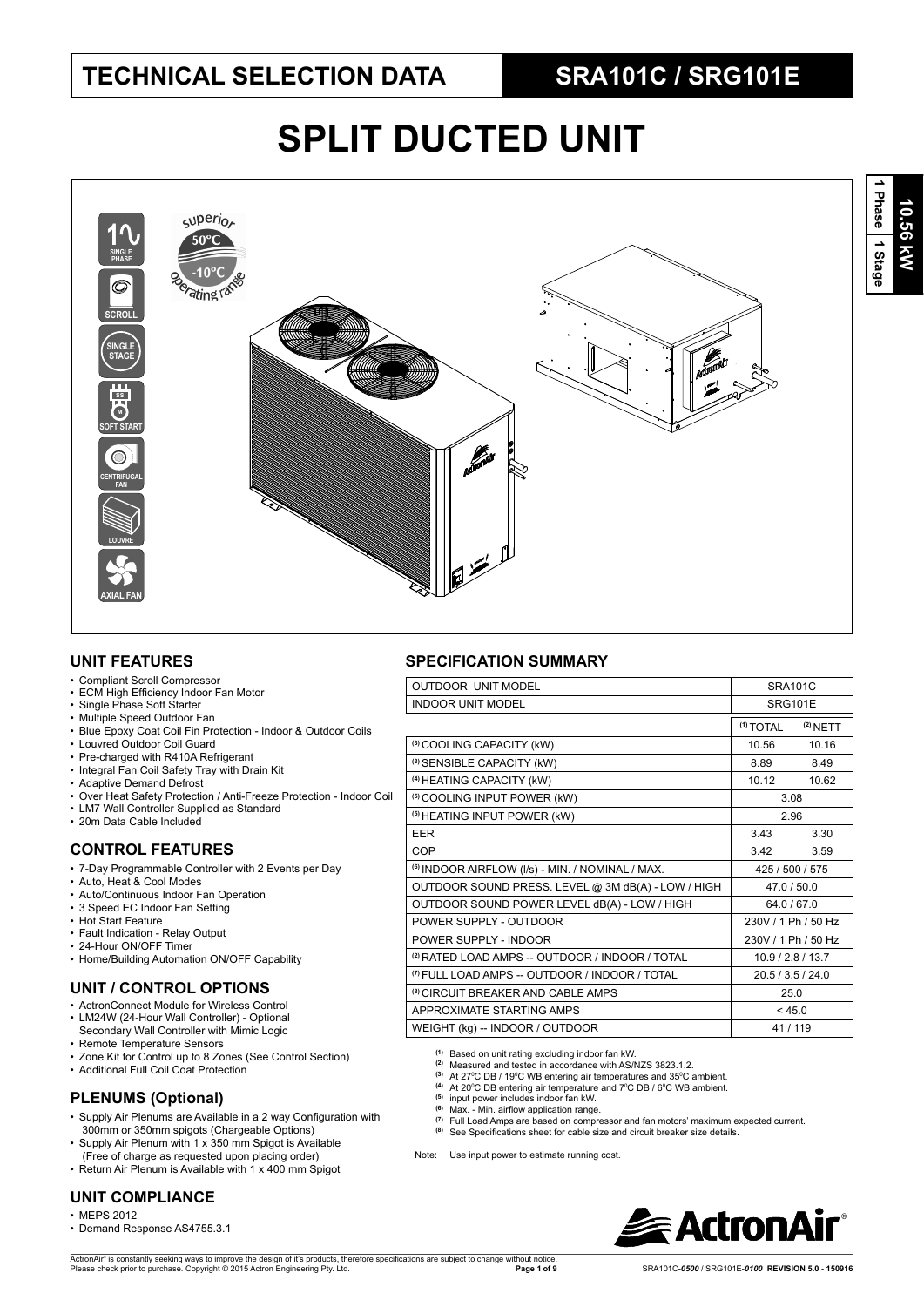# TECHNICAL SELECTION DATA

## SRA101C / SRG101E

# SPLIT DUCTED UNIT

10.56 kW | 1 Phase | 1 Stage

SINGLE PHASE · SCROLL · SINGLE STAGE · SOFT START · CENTRIFUGAL FAN · LOUVRE · AXIAL FAN

superior 50°C -10°C operating range

## UNIT FEATURES

- Compliant Scroll Compressor
- ECM High Efficiency Indoor Fan Motor
- Single Phase Soft Starter
- Multiple Speed Outdoor Fan
- Blue Epoxy Coat Coil Fin Protection - Indoor & Outdoor Coils
- Louvred Outdoor Coil Guard
- Pre-charged with R410A Refrigerant
- Integral Fan Coil Safety Tray with Drain Kit
- Adaptive Demand Defrost
- Over Heat Safety Protection / Anti-Freeze Protection - Indoor Coil
- LM7 Wall Controller Supplied as Standard
- 20m Data Cable Included

## CONTROL FEATURES

- 7-Day Programmable Controller with 2 Events per Day
- Auto, Heat & Cool Modes
- Auto/Continuous Indoor Fan Operation
- 3 Speed EC Indoor Fan Setting
- Hot Start Feature
- Fault Indication - Relay Output
- 24-Hour ON/OFF Timer
- Home/Building Automation ON/OFF Capability

## UNIT / CONTROL OPTIONS

- ActronConnect Module for Wireless Control
- LM24W (24-Hour Wall Controller) - Optional Secondary Wall Controller with Mimic Logic
- Remote Temperature Sensors
- Zone Kit for Control up to 8 Zones (See Control Section)
- Additional Full Coil Coat Protection

## PLENUMS (Optional)

- Supply Air Plenums are Available in a 2 way Configuration with 300mm or 350mm spigots (Chargeable Options)
- Supply Air Plenum with 1 x 350 mm Spigot is Available (Free of charge as requested upon placing order)
- Return Air Plenum is Available with 1 x 400 mm Spigot

## UNIT COMPLIANCE

- MEPS 2012
- Demand Response AS4755.3.1

## SPECIFICATION SUMMARY

| OUTDOOR UNIT MODEL | SRA101C | |
|---|---|---|
| INDOOR UNIT MODEL | SRG101E | |
| | [1] TOTAL | [2] NETT |
| [3] COOLING CAPACITY (kW) | 10.56 | 10.16 |
| [3] SENSIBLE CAPACITY (kW) | 8.89 | 8.49 |
| [4] HEATING CAPACITY (kW) | 10.12 | 10.62 |
| [5] COOLING INPUT POWER (kW) | 3.08 | |
| [5] HEATING INPUT POWER (kW) | 2.96 | |
| EER | 3.43 | 3.30 |
| COP | 3.42 | 3.59 |
| [6] INDOOR AIRFLOW (l/s) - MIN. / NOMINAL / MAX. | 425 / 500 / 575 | |
| OUTDOOR SOUND PRESS. LEVEL @ 3M dB(A) - LOW / HIGH | 47.0 / 50.0 | |
| OUTDOOR SOUND POWER LEVEL dB(A) - LOW / HIGH | 64.0 / 67.0 | |
| POWER SUPPLY - OUTDOOR | 230V / 1 Ph / 50 Hz | |
| POWER SUPPLY - INDOOR | 230V / 1 Ph / 50 Hz | |
| [2] RATED LOAD AMPS -- OUTDOOR / INDOOR / TOTAL | 10.9 / 2.8 / 13.7 | |
| [7] FULL LOAD AMPS -- OUTDOOR / INDOOR / TOTAL | 20.5 / 3.5 / 24.0 | |
| [8] CIRCUIT BREAKER AND CABLE AMPS | 25.0 | |
| APPROXIMATE STARTING AMPS | < 45.0 | |
| WEIGHT (kg) -- INDOOR / OUTDOOR | 41 / 119 | |

[1] Based on unit rating excluding indoor fan kW.
[2] Measured and tested in accordance with AS/NZS 3823.1.2.
[3] At 27°C DB / 19°C WB entering air temperatures and 35°C ambient.
[4] At 20°C DB entering air temperature and 7°C DB / 6°C WB ambient.
[5] input power includes indoor fan kW.
[6] Max. - Min. airflow application range.
[7] Full Load Amps are based on compressor and fan motors' maximum expected current.
[8] See Specifications sheet for cable size and circuit breaker size details.

Note: Use input power to estimate running cost.

ActronAir®

ActronAir® is constantly seeking ways to improve the design of it's products, therefore specifications are subject to change without notice. Please check prior to purchase. Copyright © 2015 Actron Engineering Pty. Ltd.

SRA101C-0500 / SRG101E-0100 REVISION 5.0 - 150916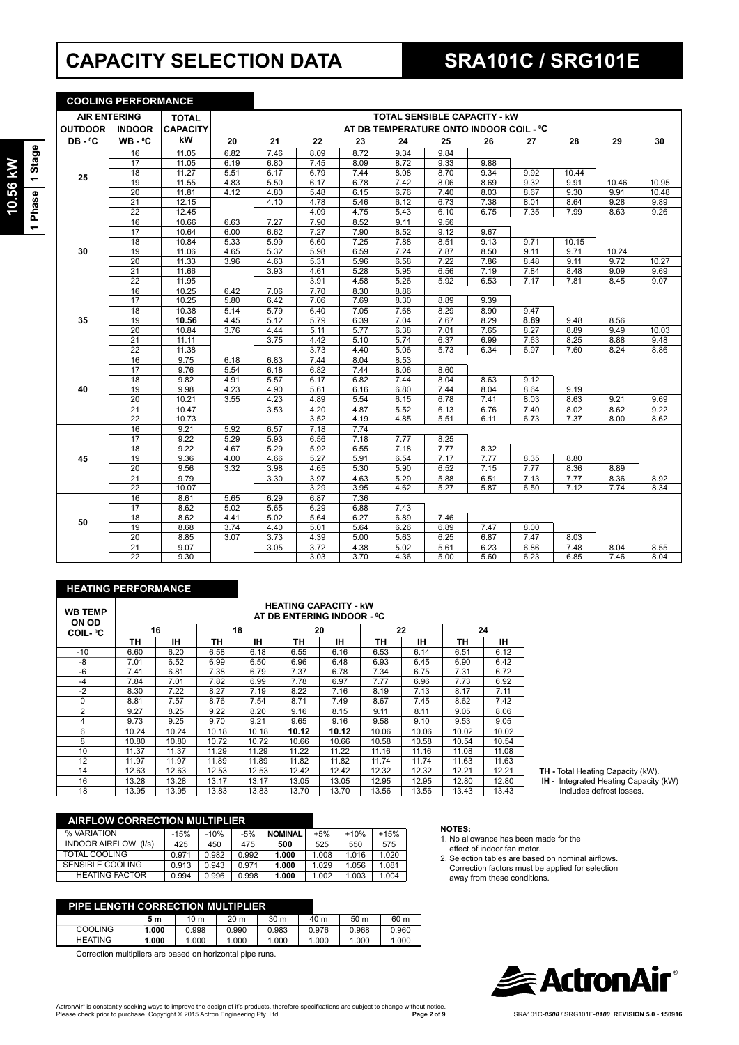# CAPACITY SELECTION DATA

# SRA101C / SRG101E

10.56 kW | 1 Phase | 1 Stage

## COOLING PERFORMANCE

| AIR ENTERING | | TOTAL | TOTAL SENSIBLE CAPACITY - kW AT DB TEMPERATURE ONTO INDOOR COIL - ºC | | | | | | | | | | |
|---|---|---|---|---|---|---|---|---|---|---|---|---|---|
| OUTDOOR DB - ºC | INDOOR WB - ºC | CAPACITY kW | 20 | 21 | 22 | 23 | 24 | 25 | 26 | 27 | 28 | 29 | 30 |
| 25 | 16 | 11.05 | 6.82 | 7.46 | 8.09 | 8.72 | 9.34 | 9.84 | | | | | |
| | 17 | 11.05 | 6.19 | 6.80 | 7.45 | 8.09 | 8.72 | 9.33 | 9.88 | | | | |
| | 18 | 11.27 | 5.51 | 6.17 | 6.79 | 7.44 | 8.08 | 8.70 | 9.34 | 9.92 | 10.44 | | |
| | 19 | 11.55 | 4.83 | 5.50 | 6.17 | 6.78 | 7.42 | 8.06 | 8.69 | 9.32 | 9.91 | 10.46 | 10.95 |
| | 20 | 11.81 | 4.12 | 4.80 | 5.48 | 6.15 | 6.76 | 7.40 | 8.03 | 8.67 | 9.30 | 9.91 | 10.48 |
| | 21 | 12.15 | | 4.10 | 4.78 | 5.46 | 6.12 | 6.73 | 7.38 | 8.01 | 8.64 | 9.28 | 9.89 |
| | 22 | 12.45 | | | 4.09 | 4.75 | 5.43 | 6.10 | 6.75 | 7.35 | 7.99 | 8.63 | 9.26 |
| 30 | 16 | 10.66 | 6.63 | 7.27 | 7.90 | 8.52 | 9.11 | 9.56 | | | | | |
| | 17 | 10.64 | 6.00 | 6.62 | 7.27 | 7.90 | 8.52 | 9.12 | 9.67 | | | | |
| | 18 | 10.84 | 5.33 | 5.99 | 6.60 | 7.25 | 7.88 | 8.51 | 9.13 | 9.71 | 10.15 | | |
| | 19 | 11.06 | 4.65 | 5.32 | 5.98 | 6.59 | 7.24 | 7.87 | 8.50 | 9.11 | 9.71 | 10.24 | |
| | 20 | 11.33 | 3.96 | 4.63 | 5.31 | 5.96 | 6.58 | 7.22 | 7.86 | 8.48 | 9.11 | 9.72 | 10.27 |
| | 21 | 11.66 | | 3.93 | 4.61 | 5.28 | 5.95 | 6.56 | 7.19 | 7.84 | 8.48 | 9.09 | 9.69 |
| | 22 | 11.95 | | | 3.91 | 4.58 | 5.26 | 5.92 | 6.53 | 7.17 | 7.81 | 8.45 | 9.07 |
| 35 | 16 | 10.25 | 6.42 | 7.06 | 7.70 | 8.30 | 8.86 | | | | | | |
| | 17 | 10.25 | 5.80 | 6.42 | 7.06 | 7.69 | 8.30 | 8.89 | 9.39 | | | | |
| | 18 | 10.38 | 5.14 | 5.79 | 6.40 | 7.05 | 7.68 | 8.29 | 8.90 | 9.47 | | | |
| | 19 | **10.56** | 4.45 | 5.12 | 5.79 | 6.39 | 7.04 | 7.67 | 8.29 | **8.89** | 9.48 | 8.56 | |
| | 20 | 10.84 | 3.76 | 4.44 | 5.11 | 5.77 | 6.38 | 7.01 | 7.65 | 8.27 | 8.89 | 9.49 | 10.03 |
| | 21 | 11.11 | | 3.75 | 4.42 | 5.10 | 5.74 | 6.37 | 6.99 | 7.63 | 8.25 | 8.88 | 9.48 |
| | 22 | 11.38 | | | 3.73 | 4.40 | 5.06 | 5.73 | 6.34 | 6.97 | 7.60 | 8.24 | 8.86 |
| 40 | 16 | 9.75 | 6.18 | 6.83 | 7.44 | 8.04 | 8.53 | | | | | | |
| | 17 | 9.76 | 5.54 | 6.18 | 6.82 | 7.44 | 8.06 | 8.60 | | | | | |
| | 18 | 9.82 | 4.91 | 5.57 | 6.17 | 6.82 | 7.44 | 8.04 | 8.63 | 9.12 | | | |
| | 19 | 9.98 | 4.23 | 4.90 | 5.61 | 6.16 | 6.80 | 7.44 | 8.04 | 8.64 | 9.19 | | |
| | 20 | 10.21 | 3.55 | 4.23 | 4.89 | 5.54 | 6.15 | 6.78 | 7.41 | 8.03 | 8.63 | 9.21 | 9.69 |
| | 21 | 10.47 | | 3.53 | 4.20 | 4.87 | 5.52 | 6.13 | 6.76 | 7.40 | 8.02 | 8.62 | 9.22 |
| | 22 | 10.73 | | | 3.52 | 4.19 | 4.85 | 5.51 | 6.11 | 6.73 | 7.37 | 8.00 | 8.62 |
| 45 | 16 | 9.21 | 5.92 | 6.57 | 7.18 | 7.74 | | | | | | | |
| | 17 | 9.22 | 5.29 | 5.93 | 6.56 | 7.18 | 7.77 | 8.25 | | | | | |
| | 18 | 9.22 | 4.67 | 5.29 | 5.92 | 6.55 | 7.18 | 7.77 | 8.32 | | | | |
| | 19 | 9.36 | 4.00 | 4.66 | 5.27 | 5.91 | 6.54 | 7.17 | 7.77 | 8.35 | 8.80 | | |
| | 20 | 9.56 | 3.32 | 3.98 | 4.65 | 5.30 | 5.90 | 6.52 | 7.15 | 7.77 | 8.36 | 8.89 | |
| | 21 | 9.79 | | 3.30 | 3.97 | 4.63 | 5.29 | 5.88 | 6.51 | 7.13 | 7.77 | 8.36 | 8.92 |
| | 22 | 10.07 | | | 3.29 | 3.95 | 4.62 | 5.27 | 5.87 | 6.50 | 7.12 | 7.74 | 8.34 |
| 50 | 16 | 8.61 | 5.65 | 6.29 | 6.87 | 7.36 | | | | | | | |
| | 17 | 8.62 | 5.02 | 5.65 | 6.29 | 6.88 | 7.43 | | | | | | |
| | 18 | 8.62 | 4.41 | 5.02 | 5.64 | 6.27 | 6.89 | 7.46 | | | | | |
| | 19 | 8.68 | 3.74 | 4.40 | 5.01 | 5.64 | 6.26 | 6.89 | 7.47 | 8.00 | | | |
| | 20 | 8.85 | 3.07 | 3.73 | 4.39 | 5.00 | 5.63 | 6.25 | 6.87 | 7.47 | 8.03 | | |
| | 21 | 9.07 | | 3.05 | 3.72 | 4.38 | 5.02 | 5.61 | 6.23 | 6.86 | 7.48 | 8.04 | 8.55 |
| | 22 | 9.30 | | | 3.03 | 3.70 | 4.36 | 5.00 | 5.60 | 6.23 | 6.85 | 7.46 | 8.04 |

## HEATING PERFORMANCE

| WB TEMP ON OD COIL- ºC | HEATING CAPACITY - kW AT DB ENTERING INDOOR - ºC | | | | | | | | | |
|---|---|---|---|---|---|---|---|---|---|---|
| | 16 | | 18 | | 20 | | 22 | | 24 | |
| | TH | IH | TH | IH | TH | IH | TH | IH | TH | IH |
| -10 | 6.60 | 6.20 | 6.58 | 6.18 | 6.55 | 6.16 | 6.53 | 6.14 | 6.51 | 6.12 |
| -8 | 7.01 | 6.52 | 6.99 | 6.50 | 6.96 | 6.48 | 6.93 | 6.45 | 6.90 | 6.42 |
| -6 | 7.41 | 6.81 | 7.38 | 6.79 | 7.37 | 6.78 | 7.34 | 6.75 | 7.31 | 6.72 |
| -4 | 7.84 | 7.01 | 7.82 | 6.99 | 7.78 | 6.97 | 7.77 | 6.96 | 7.73 | 6.92 |
| -2 | 8.30 | 7.22 | 8.27 | 7.19 | 8.22 | 7.16 | 8.19 | 7.13 | 8.17 | 7.11 |
| 0 | 8.81 | 7.57 | 8.76 | 7.54 | 8.71 | 7.49 | 8.67 | 7.45 | 8.62 | 7.42 |
| 2 | 9.27 | 8.25 | 9.22 | 8.20 | 9.16 | 8.15 | 9.11 | 8.11 | 9.05 | 8.06 |
| 4 | 9.73 | 9.25 | 9.70 | 9.21 | 9.65 | 9.16 | 9.58 | 9.10 | 9.53 | 9.05 |
| 6 | 10.24 | 10.24 | 10.18 | 10.18 | **10.12** | **10.12** | 10.06 | 10.06 | 10.02 | 10.02 |
| 8 | 10.80 | 10.80 | 10.72 | 10.72 | 10.66 | 10.66 | 10.58 | 10.58 | 10.54 | 10.54 |
| 10 | 11.37 | 11.37 | 11.29 | 11.29 | 11.22 | 11.22 | 11.16 | 11.16 | 11.08 | 11.08 |
| 12 | 11.97 | 11.97 | 11.89 | 11.89 | 11.82 | 11.82 | 11.74 | 11.74 | 11.63 | 11.63 |
| 14 | 12.63 | 12.63 | 12.53 | 12.53 | 12.42 | 12.42 | 12.32 | 12.32 | 12.21 | 12.21 |
| 16 | 13.28 | 13.28 | 13.17 | 13.17 | 13.05 | 13.05 | 12.95 | 12.95 | 12.80 | 12.80 |
| 18 | 13.95 | 13.95 | 13.83 | 13.83 | 13.70 | 13.70 | 13.56 | 13.56 | 13.43 | 13.43 |

**TH -** Total Heating Capacity (kW).
**IH -** Integrated Heating Capacity (kW) Includes defrost losses.

## AIRFLOW CORRECTION MULTIPLIER

| % VARIATION | -15% | -10% | -5% | NOMINAL | +5% | +10% | +15% |
|---|---|---|---|---|---|---|---|
| INDOOR AIRFLOW (l/s) | 425 | 450 | 475 | **500** | 525 | 550 | 575 |
| TOTAL COOLING | 0.971 | 0.982 | 0.992 | **1.000** | 1.008 | 1.016 | 1.020 |
| SENSIBLE COOLING | 0.913 | 0.943 | 0.971 | **1.000** | 1.029 | 1.056 | 1.081 |
| HEATING FACTOR | 0.994 | 0.996 | 0.998 | **1.000** | 1.002 | 1.003 | 1.004 |

**NOTES:**
1. No allowance has been made for the effect of indoor fan motor.
2. Selection tables are based on nominal airflows. Correction factors must be applied for selection away from these conditions.

## PIPE LENGTH CORRECTION MULTIPLIER

| | 5 m | 10 m | 20 m | 30 m | 40 m | 50 m | 60 m |
|---|---|---|---|---|---|---|---|
| COOLING | **1.000** | 0.998 | 0.990 | 0.983 | 0.976 | 0.968 | 0.960 |
| HEATING | **1.000** | 1.000 | 1.000 | 1.000 | 1.000 | 1.000 | 1.000 |

Correction multipliers are based on horizontal pipe runs.

ActronAir® is constantly seeking ways to improve the design of it's products, therefore specifications are subject to change without notice. Please check prior to purchase. Copyright © 2015 Actron Engineering Pty. Ltd.

SRA101C-*0500* / SRG101E-*0100* REVISION 5.0 - 150916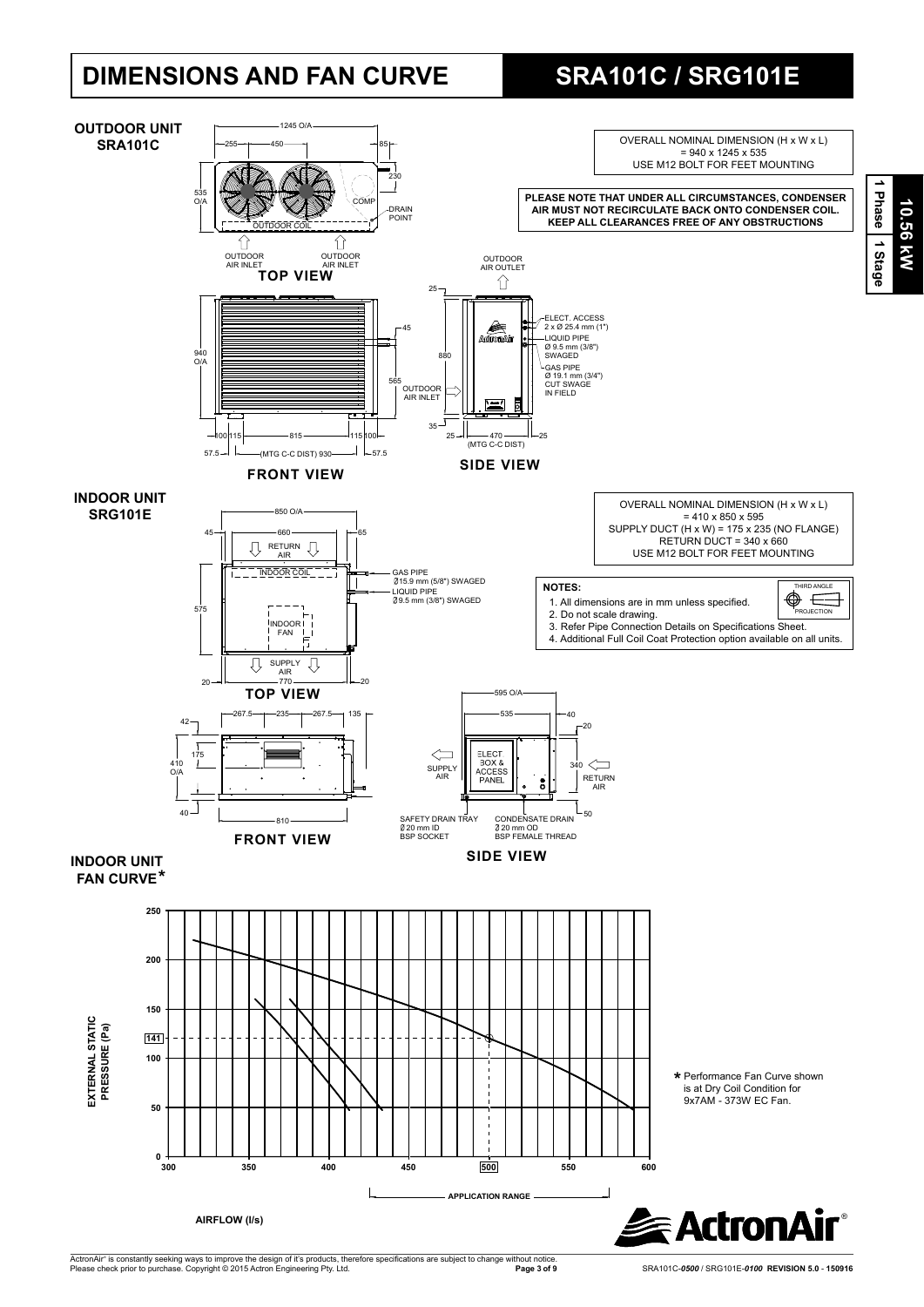# DIMENSIONS AND FAN CURVE

# SRA101C / SRG101E

1 Phase | 1 Stage | 10.56 kW

## OUTDOOR UNIT SRA101C

OVERALL NOMINAL DIMENSION (H x W x L) = 940 x 1245 x 535
USE M12 BOLT FOR FEET MOUNTING

**PLEASE NOTE THAT UNDER ALL CIRCUMSTANCES, CONDENSER AIR MUST NOT RECIRCULATE BACK ONTO CONDENSER COIL. KEEP ALL CLEARANCES FREE OF ANY OBSTRUCTIONS**

**TOP VIEW**

1245 O/A, 255, 450, 85, 230, 535 O/A, COMP, DRAIN POINT, OUTDOOR COIL, OUTDOOR AIR INLET, OUTDOOR AIR INLET

**FRONT VIEW**

940 O/A, 45, 565, 100, 115, 815, 115, 100, 57.5, (MTG C-C DIST) 930, 57.5

**SIDE VIEW**

OUTDOOR AIR OUTLET, 25, 880, OUTDOOR AIR INLET, 35, 25, 470 (MTG C-C DIST), 25

ELECT. ACCESS 2 x Ø 25.4 mm (1")
LIQUID PIPE Ø 9.5 mm (3/8") SWAGED
GAS PIPE Ø 19.1 mm (3/4") CUT SWAGE IN FIELD

## INDOOR UNIT SRG101E

OVERALL NOMINAL DIMENSION (H x W x L) = 410 x 850 x 595
SUPPLY DUCT (H x W) = 175 x 235 (NO FLANGE)
RETURN DUCT = 340 x 660
USE M12 BOLT FOR FEET MOUNTING

**TOP VIEW**

850 O/A, 45, 660, 65, RETURN AIR, INDOOR COIL, 575, INDOOR FAN, SUPPLY AIR, 20, 770, 20

GAS PIPE Ø15.9 mm (5/8") SWAGED
LIQUID PIPE Ø9.5 mm (3/8") SWAGED

**NOTES:**

1. All dimensions are in mm unless specified.
2. Do not scale drawing.
3. Refer Pipe Connection Details on Specifications Sheet.
4. Additional Full Coil Coat Protection option available on all units.

THIRD ANGLE PROJECTION

**FRONT VIEW**

42, 267.5, 235, 267.5, 135, 175, 410 O/A, 40, 810

**SIDE VIEW**

595 O/A, 535, 40, 20, SUPPLY AIR, ELECT BOX & ACCESS PANEL, 340, RETURN AIR, 50

SAFETY DRAIN TRAY Ø 20 mm ID BSP SOCKET
CONDENSATE DRAIN Ø 20 mm OD BSP FEMALE THREAD

## INDOOR UNIT FAN CURVE*

EXTERNAL STATIC PRESSURE (Pa): 0, 50, 100, 141, 150, 200, 250

AIRFLOW (l/s): 300, 350, 400, 450, 500, 550, 600

APPLICATION RANGE

* Performance Fan Curve shown is at Dry Coil Condition for 9x7AM - 373W EC Fan.

ActronAir

ActronAir® is constantly seeking ways to improve the design of it's products, therefore specifications are subject to change without notice.
Please check prior to purchase. Copyright © 2015 Actron Engineering Pty. Ltd.

SRA101C-*0500* / SRG101E-*0100* **REVISION 5.0 - 150916**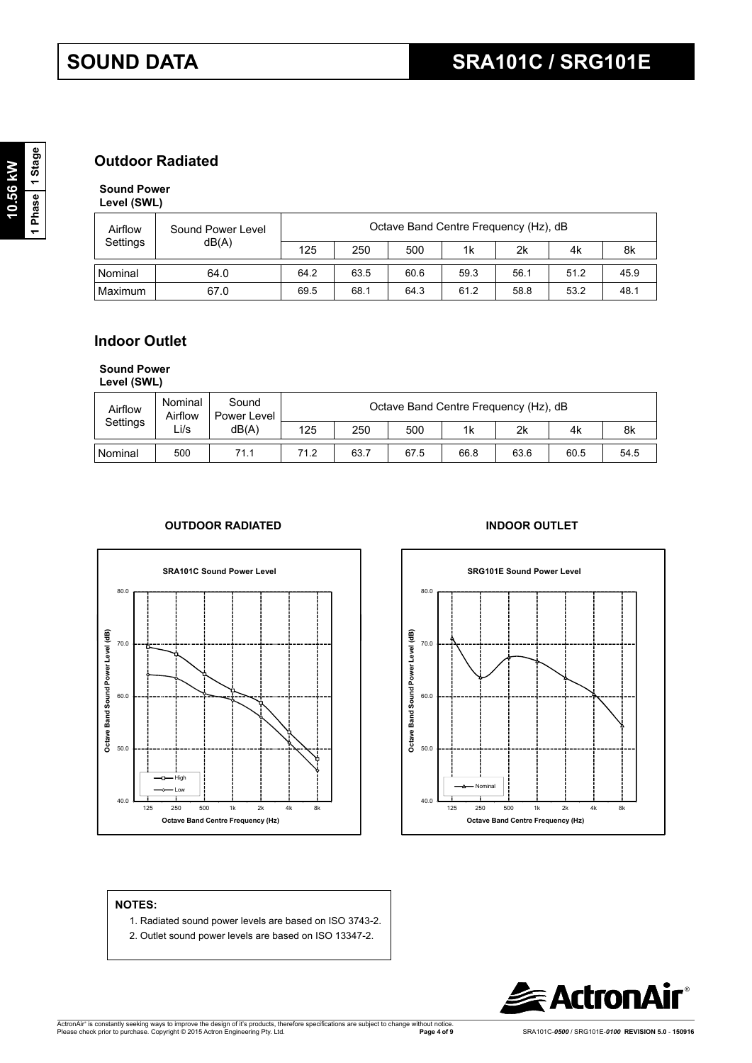# SOUND DATA

# SRA101C / SRG101E

## Outdoor Radiated

**Sound Power Level (SWL)**

| Airflow Settings | Sound Power Level dB(A) | Octave Band Centre Frequency (Hz), dB | | | | | | |
|---|---|---|---|---|---|---|---|---|
| | | 125 | 250 | 500 | 1k | 2k | 4k | 8k |
| Nominal | 64.0 | 64.2 | 63.5 | 60.6 | 59.3 | 56.1 | 51.2 | 45.9 |
| Maximum | 67.0 | 69.5 | 68.1 | 64.3 | 61.2 | 58.8 | 53.2 | 48.1 |

## Indoor Outlet

**Sound Power Level (SWL)**

| Airflow Settings | Nominal Airflow Li/s | Sound Power Level dB(A) | Octave Band Centre Frequency (Hz), dB | | | | | | |
|---|---|---|---|---|---|---|---|---|---|
| | | | 125 | 250 | 500 | 1k | 2k | 4k | 8k |
| Nominal | 500 | 71.1 | 71.2 | 63.7 | 67.5 | 66.8 | 63.6 | 60.5 | 54.5 |

**OUTDOOR RADIATED**

SRA101C Sound Power Level

**INDOOR OUTLET**

SRG101E Sound Power Level

**NOTES:**

1. Radiated sound power levels are based on ISO 3743-2.
2. Outlet sound power levels are based on ISO 13347-2.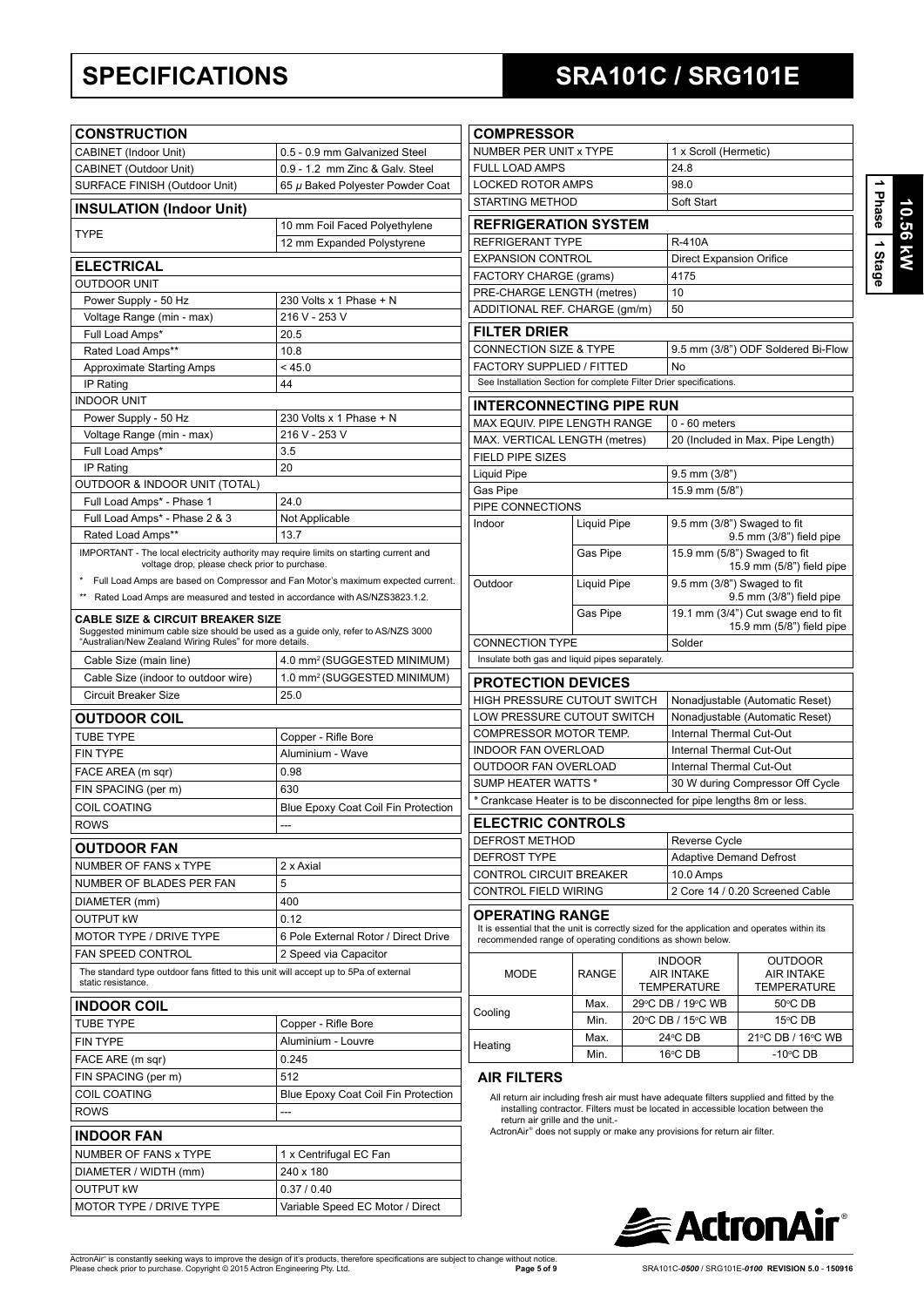# SPECIFICATIONS

## SRA101C / SRG101E

10.56 kW — 1 Phase — 1 Stage

### CONSTRUCTION

| CONSTRUCTION | |
|---|---|
| CABINET (Indoor Unit) | 0.5 - 0.9 mm Galvanized Steel |
| CABINET (Outdoor Unit) | 0.9 - 1.2 mm Zinc & Galv. Steel |
| SURFACE FINISH (Outdoor Unit) | 65 $\mu$ Baked Polyester Powder Coat |

### INSULATION (Indoor Unit)

| INSULATION (Indoor Unit) | |
|---|---|
| TYPE | 10 mm Foil Faced Polyethylene |
| | 12 mm Expanded Polystyrene |

### ELECTRICAL

| ELECTRICAL | |
|---|---|
| OUTDOOR UNIT | |
| Power Supply - 50 Hz | 230 Volts x 1 Phase + N |
| Voltage Range (min - max) | 216 V - 253 V |
| Full Load Amps* | 20.5 |
| Rated Load Amps** | 10.8 |
| Approximate Starting Amps | < 45.0 |
| IP Rating | 44 |
| INDOOR UNIT | |
| Power Supply - 50 Hz | 230 Volts x 1 Phase + N |
| Voltage Range (min - max) | 216 V - 253 V |
| Full Load Amps* | 3.5 |
| IP Rating | 20 |
| OUTDOOR & INDOOR UNIT (TOTAL) | |
| Full Load Amps* - Phase 1 | 24.0 |
| Full Load Amps* - Phase 2 & 3 | Not Applicable |
| Rated Load Amps** | 13.7 |

IMPORTANT - The local electricity authority may require limits on starting current and voltage drop, please check prior to purchase.

\* Full Load Amps are based on Compressor and Fan Motor's maximum expected current.

\*\* Rated Load Amps are measured and tested in accordance with AS/NZS3823.1.2.

**CABLE SIZE & CIRCUIT BREAKER SIZE**
Suggested minimum cable size should be used as a guide only, refer to AS/NZS 3000 "Australian/New Zealand Wiring Rules" for more details.

| | |
|---|---|
| Cable Size (main line) | 4.0 mm² (SUGGESTED MINIMUM) |
| Cable Size (indoor to outdoor wire) | 1.0 mm² (SUGGESTED MINIMUM) |
| Circuit Breaker Size | 25.0 |

### OUTDOOR COIL

| OUTDOOR COIL | |
|---|---|
| TUBE TYPE | Copper - Rifle Bore |
| FIN TYPE | Aluminium - Wave |
| FACE AREA (m sqr) | 0.98 |
| FIN SPACING (per m) | 630 |
| COIL COATING | Blue Epoxy Coat Coil Fin Protection |
| ROWS | --- |

### OUTDOOR FAN

| OUTDOOR FAN | |
|---|---|
| NUMBER OF FANS x TYPE | 2 x Axial |
| NUMBER OF BLADES PER FAN | 5 |
| DIAMETER (mm) | 400 |
| OUTPUT kW | 0.12 |
| MOTOR TYPE / DRIVE TYPE | 6 Pole External Rotor / Direct Drive |
| FAN SPEED CONTROL | 2 Speed via Capacitor |

The standard type outdoor fans fitted to this unit will accept up to 5Pa of external static resistance.

### INDOOR COIL

| INDOOR COIL | |
|---|---|
| TUBE TYPE | Copper - Rifle Bore |
| FIN TYPE | Aluminium - Louvre |
| FACE ARE (m sqr) | 0.245 |
| FIN SPACING (per m) | 512 |
| COIL COATING | Blue Epoxy Coat Coil Fin Protection |
| ROWS | --- |

### INDOOR FAN

| INDOOR FAN | |
|---|---|
| NUMBER OF FANS x TYPE | 1 x Centrifugal EC Fan |
| DIAMETER / WIDTH (mm) | 240 x 180 |
| OUTPUT kW | 0.37 / 0.40 |
| MOTOR TYPE / DRIVE TYPE | Variable Speed EC Motor / Direct |

### COMPRESSOR

| COMPRESSOR | |
|---|---|
| NUMBER PER UNIT x TYPE | 1 x Scroll (Hermetic) |
| FULL LOAD AMPS | 24.8 |
| LOCKED ROTOR AMPS | 98.0 |
| STARTING METHOD | Soft Start |

### REFRIGERATION SYSTEM

| REFRIGERATION SYSTEM | |
|---|---|
| REFRIGERANT TYPE | R-410A |
| EXPANSION CONTROL | Direct Expansion Orifice |
| FACTORY CHARGE (grams) | 4175 |
| PRE-CHARGE LENGTH (metres) | 10 |
| ADDITIONAL REF. CHARGE (gm/m) | 50 |

### FILTER DRIER

| FILTER DRIER | |
|---|---|
| CONNECTION SIZE & TYPE | 9.5 mm (3/8") ODF Soldered Bi-Flow |
| FACTORY SUPPLIED / FITTED | No |

See Installation Section for complete Filter Drier specifications.

### INTERCONNECTING PIPE RUN

| INTERCONNECTING PIPE RUN | | |
|---|---|---|
| MAX EQUIV. PIPE LENGTH RANGE | | 0 - 60 meters |
| MAX. VERTICAL LENGTH (metres) | | 20 (Included in Max. Pipe Length) |
| FIELD PIPE SIZES | | |
| Liquid Pipe | | 9.5 mm (3/8") |
| Gas Pipe | | 15.9 mm (5/8") |
| PIPE CONNECTIONS | | |
| Indoor | Liquid Pipe | 9.5 mm (3/8") Swaged to fit 9.5 mm (3/8") field pipe |
| | Gas Pipe | 15.9 mm (5/8") Swaged to fit 15.9 mm (5/8") field pipe |
| Outdoor | Liquid Pipe | 9.5 mm (3/8") Swaged to fit 9.5 mm (3/8") field pipe |
| | Gas Pipe | 19.1 mm (3/4") Cut swage end to fit 15.9 mm (5/8") field pipe |
| CONNECTION TYPE | | Solder |

Insulate both gas and liquid pipes separately.

### PROTECTION DEVICES

| PROTECTION DEVICES | |
|---|---|
| HIGH PRESSURE CUTOUT SWITCH | Nonadjustable (Automatic Reset) |
| LOW PRESSURE CUTOUT SWITCH | Nonadjustable (Automatic Reset) |
| COMPRESSOR MOTOR TEMP. | Internal Thermal Cut-Out |
| INDOOR FAN OVERLOAD | Internal Thermal Cut-Out |
| OUTDOOR FAN OVERLOAD | Internal Thermal Cut-Out |
| SUMP HEATER WATTS * | 30 W during Compressor Off Cycle |

\* Crankcase Heater is to be disconnected for pipe lengths 8m or less.

### ELECTRIC CONTROLS

| ELECTRIC CONTROLS | |
|---|---|
| DEFROST METHOD | Reverse Cycle |
| DEFROST TYPE | Adaptive Demand Defrost |
| CONTROL CIRCUIT BREAKER | 10.0 Amps |
| CONTROL FIELD WIRING | 2 Core 14 / 0.20 Screened Cable |

### OPERATING RANGE

It is essential that the unit is correctly sized for the application and operates within its recommended range of operating conditions as shown below.

| MODE | RANGE | INDOOR AIR INTAKE TEMPERATURE | OUTDOOR AIR INTAKE TEMPERATURE |
|---|---|---|---|
| Cooling | Max. | 29°C DB / 19°C WB | 50°C DB |
| | Min. | 20°C DB / 15°C WB | 15°C DB |
| Heating | Max. | 24°C DB | 21°C DB / 16°C WB |
| | Min. | 16°C DB | -10°C DB |

### AIR FILTERS

All return air including fresh air must have adequate filters supplied and fitted by the installing contractor. Filters must be located in accessible location between the return air grille and the unit.-

ActronAir® does not supply or make any provisions for return air filter.

ActronAir® is constantly seeking ways to improve the design of it's products, therefore specifications are subject to change without notice. Please check prior to purchase. Copyright © 2015 Actron Engineering Pty. Ltd.

SRA101C-*0500* / SRG101E-*0100* REVISION 5.0 - 150916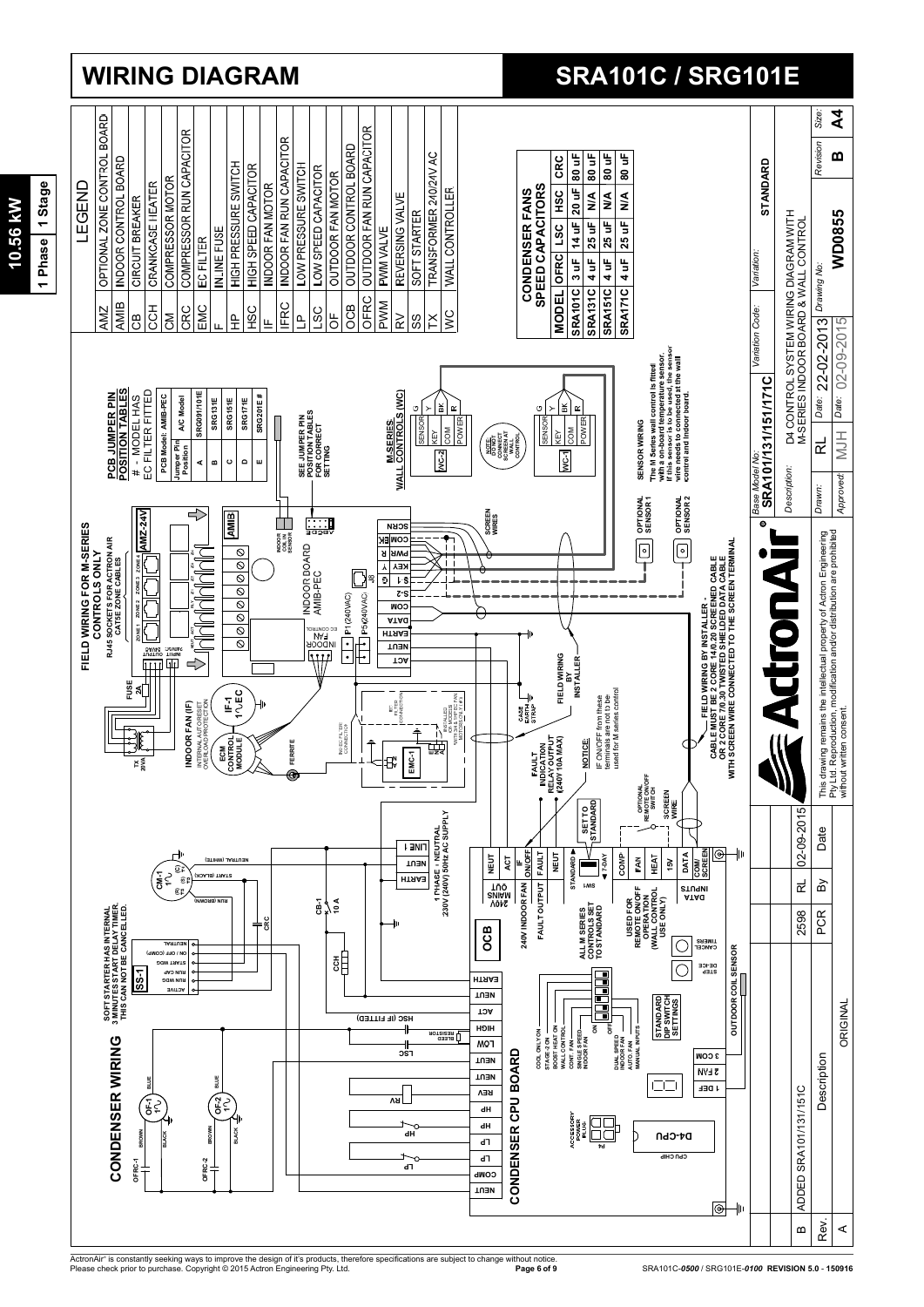# WIRING DIAGRAM

# SRA101C / SRG101E

**10.56 kW** | **1 Phase** | **1 Stage**

## LEGEND

| | |
|---|---|
| AMZ | OPTIONAL ZONE CONTROL BOARD |
| AMIB | INDOOR CONTROL BOARD |
| CB | CIRCUIT BREAKER |
| CCH | CRANKCASE HEATER |
| CM | COMPRESSOR MOTOR |
| CRC | COMPRESSOR RUN CAPACITOR |
| EMC | EC FILTER |
| F | IN-LINE FUSE |
| HP | HIGH PRESSURE SWITCH |
| HSC | HIGH SPEED CAPACITOR |
| IF | INDOOR FAN MOTOR |
| IFRC | INDOOR FAN RUN CAPACITOR |
| LP | LOW PRESSURE SWITCH |
| LSC | LOW SPEED CAPACITOR |
| OF | OUTDOOR FAN MOTOR |
| OCB | OUTDOOR CONTROL BOARD |
| OFRC | OUTDOOR FAN RUN CAPACITOR |
| PWM | PWM VALVE |
| RV | REVERSING VALVE |
| SS | SOFT STARTER |
| TX | TRANSFORMER 240/24V AC |
| WC | WALL CONTROLLER |

## CONDENSER FANS SPEED CAPACITORS

| MODEL | OFRC | LSC | HSC | CRC |
|---|---|---|---|---|
| SRA101C | 3 uF | 14 uF | 20 uF | 80 uF |
| SRA131C | 4 uF | 25 uF | N/A | 80 uF |
| SRA151C | 4 uF | 25 uF | N/A | 80 uF |
| SRA171C | 4 uF | 25 uF | N/A | 80 uF |

## PCB JUMPER PIN POSITION TABLES

# - MODEL HAS EC FILTER FITTED

PCB Model: AMIB-PEC

| Jumper Pin Position | A/C Model |
|---|---|
| A | SRG091/101E |
| B | SRG131E |
| C | SRG151E |
| D | SRG171E |
| E | SRG201E # |

SEE JUMPER PIN POSITION TABLES FOR CORRECT SETTING

## FIELD WIRING FOR M-SERIES CONTROLS ONLY

RJ45 SOCKETS FOR ACTRON AIR CAT5E ZONE CABLES

## CONDENSER WIRING

SOFT STARTER HAS INTERNAL 3 MINUTES START DELAY TIMER. THIS CAN NOT BE CANCELLED.

## CONDENSER CPU BOARD

ALL M SERIES CONTROLS SET TO STANDARD

USED FOR REMOTE ON/OFF OPERATION (WALL CONTROL USE ONLY)

STANDARD DIP SWITCH SETTINGS: COOL ONLY ON; STAGE 2 ON; BOOST HEAT ON; WALL CONTROL; CONT. FAN; SINGLE SPEED INDOOR FAN; DUAL SPEED INDOOR FAN; AUTO. FAN; MANUAL INPUTS

1 PHASE - NEUTRAL 230V (240V) 50Hz AC SUPPLY

FAULT INDICATION RELAY OUTPUT (240V 10A MAX)

NOTICE: IF ON/OFF from these terminals are not to be used for M series control

FIELD WIRING BY INSTALLER

FIELD WIRING BY INSTALLER - CABLE MUST BE 2 CORE 14/0.20 SCREENED CABLE OR 2 CORE 7/0.30 TWISTED SHIELDED DATA CABLE WITH SCREEN WIRE CONNECTED TO THE SCREEN TERMINAL

## M-SERIES WALL CONTROLS (WC)

NOTE: DO NOT CONNECT SCREEN AT WALL CONTROL

**SENSOR WIRING**

The M Series wall control is fitted with a on-board temperature sensor. If this sensor is to be used, the sensor wire needs to connected at the wall control and indoor board.

OPTIONAL SENSOR 1 / OPTIONAL SENSOR 2

| | |
|---|---|
| Base Model No: | SRA101/131/151/171C |
| Variation Code: | |
| Variation: | STANDARD |
| Description: | D4 CONTROL SYSTEM WIRING DIAGRAM WITH M-SERIES INDOOR BOARD & WALL CONTROL |
| Drawn: | RL |
| Date: | 22-02-2013 |
| Approved: | MJH |
| Date: | 02-09-2015 |
| Drawing No: | WD0855 |
| Revision | B |
| Size: | A4 |

| Rev. | Description | By | Date |
|---|---|---|---|
| B | ADDED SRA101/131/151C | 2598 RL | 02-09-2015 |
| A | ORIGINAL | PCR | |

This drawing remains the intellectual property of Actron Engineering Pty Ltd. Reproduction, modification and/or distribution are prohibited without written consent.

ActronAir® is constantly seeking ways to improve the design of it's products, therefore specifications are subject to change without notice. Please check prior to purchase. Copyright © 2015 Actron Engineering Pty. Ltd.

SRA101C-0500 / SRG101E-0100 REVISION 5.0 - 150916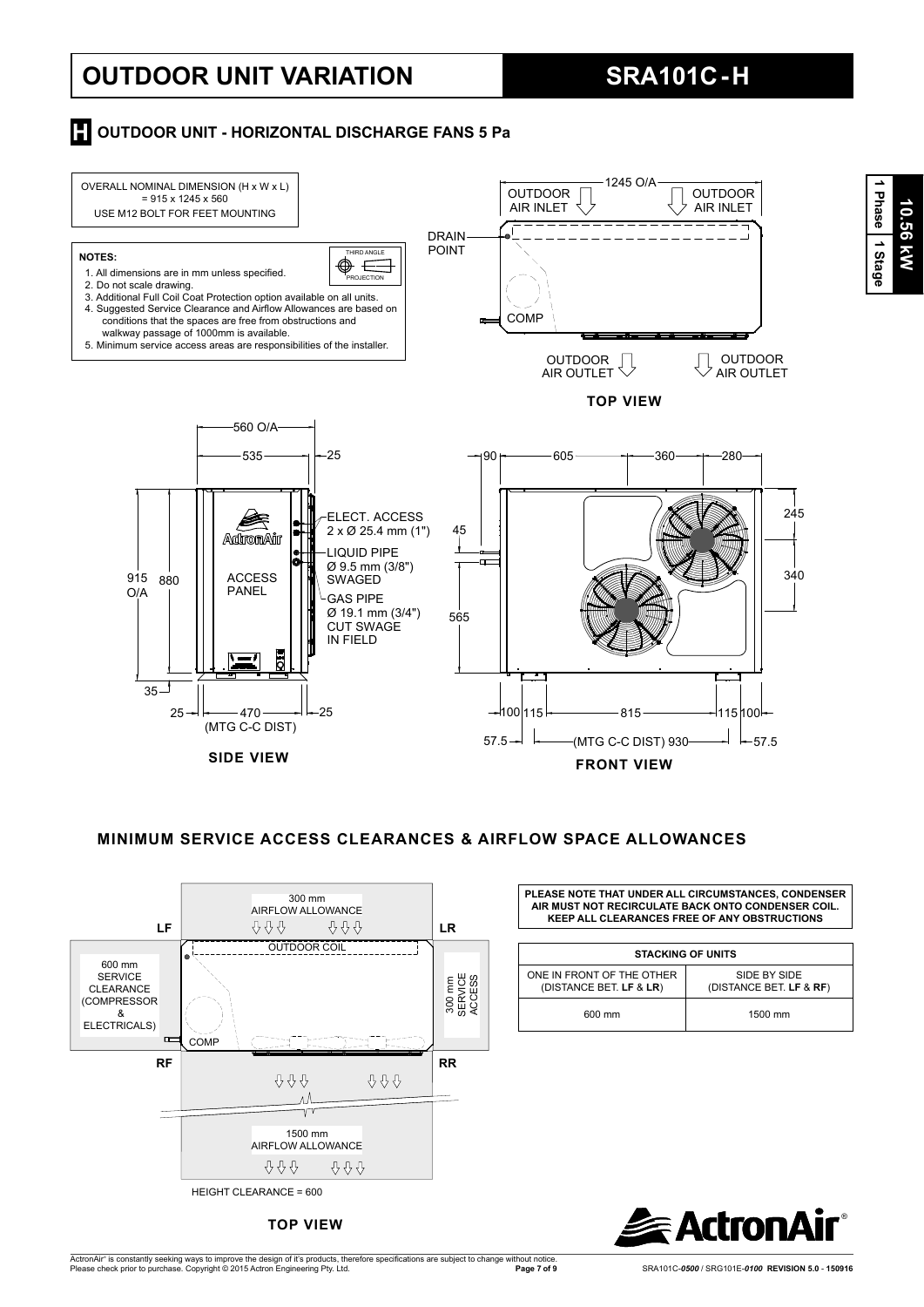# OUTDOOR UNIT VARIATION

## SRA101C-H

### H OUTDOOR UNIT - HORIZONTAL DISCHARGE FANS 5 Pa

OVERALL NOMINAL DIMENSION (H x W x L) = 915 x 1245 x 560

USE M12 BOLT FOR FEET MOUNTING

**NOTES:**

1. All dimensions are in mm unless specified.
2. Do not scale drawing.
3. Additional Full Coil Coat Protection option available on all units.
4. Suggested Service Clearance and Airflow Allowances are based on conditions that the spaces are free from obstructions and walkway passage of 1000mm is available.
5. Minimum service access areas are responsibilities of the installer.

THIRD ANGLE PROJECTION

**TOP VIEW**

1245 O/A; OUTDOOR AIR INLET; OUTDOOR AIR INLET; DRAIN POINT; COMP; OUTDOOR AIR OUTLET; OUTDOOR AIR OUTLET

**SIDE VIEW**

560 O/A; 535; 25; 915 O/A; 880; 35; 25; 470 (MTG C-C DIST); 25

ELECT. ACCESS 2 x Ø 25.4 mm (1")

LIQUID PIPE Ø 9.5 mm (3/8") SWAGED

GAS PIPE Ø 19.1 mm (3/4") CUT SWAGE IN FIELD

ACCESS PANEL

**FRONT VIEW**

90; 605; 360; 280; 45; 565; 245; 340; 100; 115; 815; 115; 100; 57.5; (MTG C-C DIST) 930; 57.5

## MINIMUM SERVICE ACCESS CLEARANCES & AIRFLOW SPACE ALLOWANCES

**TOP VIEW**

LF; LR; RF; RR

300 mm AIRFLOW ALLOWANCE

OUTDOOR COIL

600 mm SERVICE CLEARANCE (COMPRESSOR & ELECTRICALS)

300 mm SERVICE ACCESS

COMP

1500 mm AIRFLOW ALLOWANCE

HEIGHT CLEARANCE = 600

**PLEASE NOTE THAT UNDER ALL CIRCUMSTANCES, CONDENSER AIR MUST NOT RECIRCULATE BACK ONTO CONDENSER COIL. KEEP ALL CLEARANCES FREE OF ANY OBSTRUCTIONS**

| STACKING OF UNITS | |
|---|---|
| ONE IN FRONT OF THE OTHER (DISTANCE BET. **LF** & **LR**) | SIDE BY SIDE (DISTANCE BET. **LF** & **RF**) |
| 600 mm | 1500 mm |

ActronAir® is constantly seeking ways to improve the design of it's products, therefore specifications are subject to change without notice. Please check prior to purchase. Copyright © 2015 Actron Engineering Pty. Ltd.

SRA101C-*0500* / SRG101E-*0100* **REVISION 5.0 - 150916**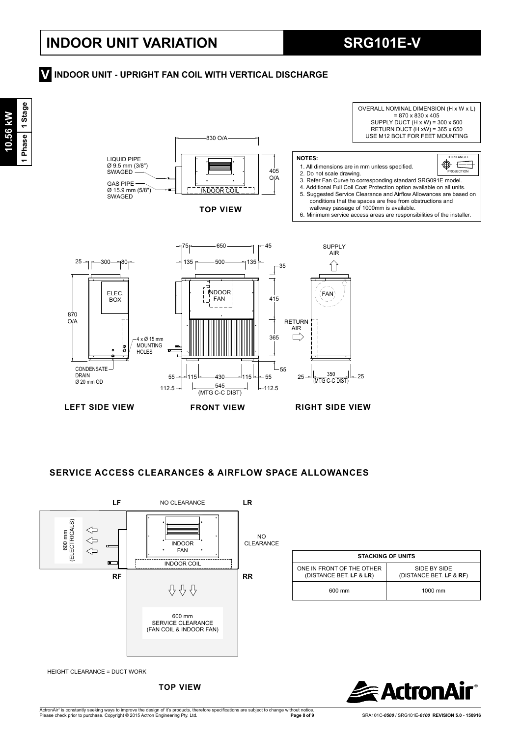# INDOOR UNIT VARIATION

# SRG101E-V

## V INDOOR UNIT - UPRIGHT FAN COIL WITH VERTICAL DISCHARGE

10.56 kW | 1 Phase | 1 Stage

OVERALL NOMINAL DIMENSION (H x W x L) = 870 x 830 x 405
SUPPLY DUCT (H x W) = 300 x 500
RETURN DUCT (H xW) = 365 x 650
USE M12 BOLT FOR FEET MOUNTING

**NOTES:**

1. All dimensions are in mm unless specified.
2. Do not scale drawing.
3. Refer Fan Curve to corresponding standard SRG091E model.
4. Additional Full Coil Coat Protection option available on all units.
5. Suggested Service Clearance and Airflow Allowances are based on conditions that the spaces are free from obstructions and walkway passage of 1000mm is available.
6. Minimum service access areas are responsibilities of the installer.

THIRD ANGLE PROJECTION

**TOP VIEW**

830 O/A, 405 O/A, INDOOR COIL
LIQUID PIPE Ø 9.5 mm (3/8") SWAGED
GAS PIPE Ø 15.9 mm (5/8") SWAGED

**LEFT SIDE VIEW**

25, 300, 80, 870 O/A, ELEC. BOX, 4 x Ø 15 mm MOUNTING HOLES, CONDENSATE DRAIN Ø 20 mm OD

**FRONT VIEW**

75, 650, 45, 135, 500, 135, 35, INDOOR FAN, 415, 365, 55, 55, 115, 430, 115, 55, 112.5, 545 (MTG C-C DIST), 112.5

**RIGHT SIDE VIEW**

SUPPLY AIR, FAN, RETURN AIR, 25, 350 (MTG C-C DIST), 25

## SERVICE ACCESS CLEARANCES & AIRFLOW SPACE ALLOWANCES

LF: NO CLEARANCE (LF–LR side)
LR: NO CLEARANCE
600 mm (ELECTRICALS)
INDOOR FAN, INDOOR COIL
RF, RR
600 mm SERVICE CLEARANCE (FAN COIL & INDOOR FAN)

| STACKING OF UNITS | |
|---|---|
| ONE IN FRONT OF THE OTHER (DISTANCE BET. **LF** & **LR**) | SIDE BY SIDE (DISTANCE BET. **LF** & **RF**) |
| 600 mm | 1000 mm |

HEIGHT CLEARANCE = DUCT WORK

**TOP VIEW**

ActronAir

ActronAir® is constantly seeking ways to improve the design of it's products, therefore specifications are subject to change without notice. Please check prior to purchase. Copyright © 2015 Actron Engineering Pty. Ltd.

SRA101C-*0500* / SRG101E-*0100* **REVISION 5.0 - 150916**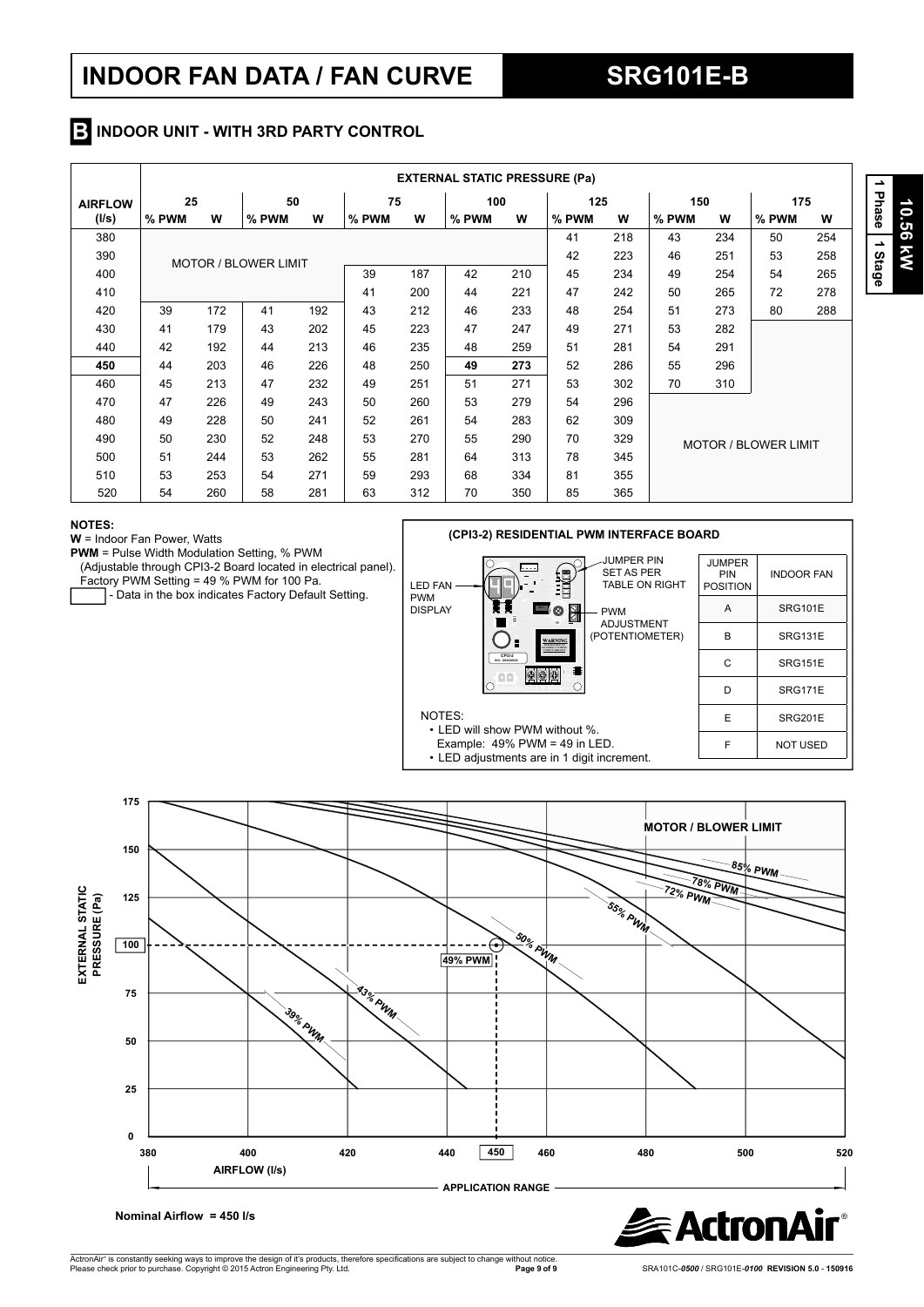# INDOOR FAN DATA / FAN CURVE

# SRG101E-B

1 Phase | 1 Stage | 10.56 kW

## B INDOOR UNIT - WITH 3RD PARTY CONTROL

| AIRFLOW (l/s) | EXTERNAL STATIC PRESSURE (Pa) | | | | | | | | | | | | | |
|---|---|---|---|---|---|---|---|---|---|---|---|---|---|---|
| | 25 | | 50 | | 75 | | 100 | | 125 | | 150 | | 175 | |
| | % PWM | W | % PWM | W | % PWM | W | % PWM | W | % PWM | W | % PWM | W | % PWM | W |
| 380 | MOTOR / BLOWER LIMIT | | | | | | | | 41 | 218 | 43 | 234 | 50 | 254 |
| 390 | | | | | | | | | 42 | 223 | 46 | 251 | 53 | 258 |
| 400 | | | | | 39 | 187 | 42 | 210 | 45 | 234 | 49 | 254 | 54 | 265 |
| 410 | | | | | 41 | 200 | 44 | 221 | 47 | 242 | 50 | 265 | 72 | 278 |
| 420 | 39 | 172 | 41 | 192 | 43 | 212 | 46 | 233 | 48 | 254 | 51 | 273 | 80 | 288 |
| 430 | 41 | 179 | 43 | 202 | 45 | 223 | 47 | 247 | 49 | 271 | 53 | 282 | | |
| 440 | 42 | 192 | 44 | 213 | 46 | 235 | 48 | 259 | 51 | 281 | 54 | 291 | | |
| **450** | 44 | 203 | 46 | 226 | 48 | 250 | **49** | **273** | 52 | 286 | 55 | 296 | | |
| 460 | 45 | 213 | 47 | 232 | 49 | 251 | 51 | 271 | 53 | 302 | 70 | 310 | | |
| 470 | 47 | 226 | 49 | 243 | 50 | 260 | 53 | 279 | 54 | 296 | MOTOR / BLOWER LIMIT | | | |
| 480 | 49 | 228 | 50 | 241 | 52 | 261 | 54 | 283 | 62 | 309 | | | | |
| 490 | 50 | 230 | 52 | 248 | 53 | 270 | 55 | 290 | 70 | 329 | | | | |
| 500 | 51 | 244 | 53 | 262 | 55 | 281 | 64 | 313 | 78 | 345 | | | | |
| 510 | 53 | 253 | 54 | 271 | 59 | 293 | 68 | 334 | 81 | 355 | | | | |
| 520 | 54 | 260 | 58 | 281 | 63 | 312 | 70 | 350 | 85 | 365 | | | | |

**NOTES:**

**W** = Indoor Fan Power, Watts

**PWM** = Pulse Width Modulation Setting, % PWM
(Adjustable through CPI3-2 Board located in electrical panel).
Factory PWM Setting = 49 % PWM for 100 Pa.

[box] - Data in the box indicates Factory Default Setting.

**(CPI3-2) RESIDENTIAL PWM INTERFACE BOARD**

LED FAN PWM DISPLAY

JUMPER PIN SET AS PER TABLE ON RIGHT

PWM ADJUSTMENT (POTENTIOMETER)

| JUMPER PIN POSITION | INDOOR FAN |
|---|---|
| A | SRG101E |
| B | SRG131E |
| C | SRG151E |
| D | SRG171E |
| E | SRG201E |
| F | NOT USED |

NOTES:
- LED will show PWM without %.
  Example: 49% PWM = 49 in LED.
- LED adjustments are in 1 digit increment.

EXTERNAL STATIC PRESSURE (Pa)

175
150
125
100
75
50
25
0

MOTOR / BLOWER LIMIT

85% PWM
78% PWM
72% PWM
55% PWM
50% PWM
49% PWM
43% PWM
39% PWM

380 400 420 440 450 460 480 500 520

AIRFLOW (l/s)

APPLICATION RANGE

**Nominal Airflow = 450 l/s**

ActronAir®

ActronAir® is constantly seeking ways to improve the design of it's products, therefore specifications are subject to change without notice.
Please check prior to purchase. Copyright © 2015 Actron Engineering Pty. Ltd.

SRA101C-*0500* / SRG101E-*0100* **REVISION 5.0 - 150916**